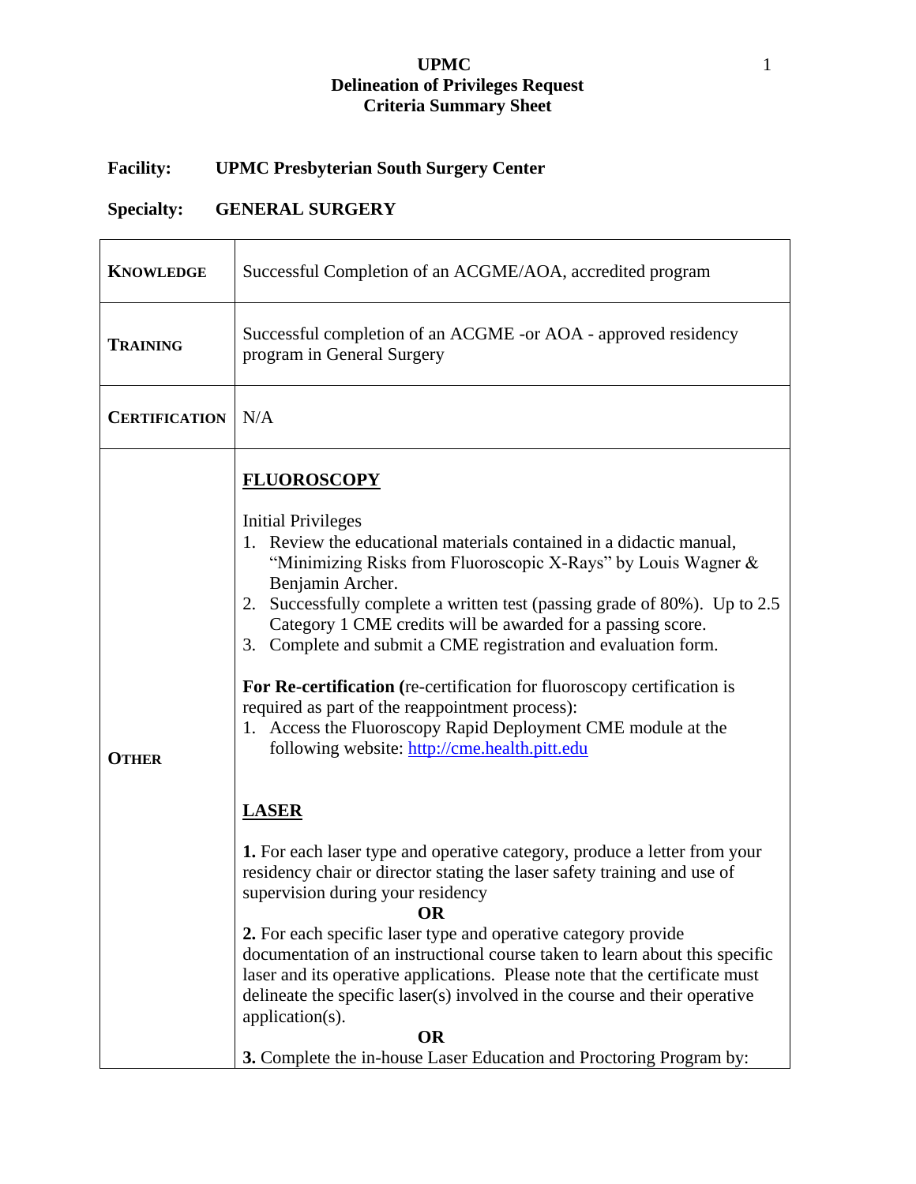**UPMC**
**Delineation of Privileges Request**
**Criteria Summary Sheet**

**Facility:** **UPMC Presbyterian South Surgery Center**

**Specialty:** **GENERAL SURGERY**

| | |
|---|---|
| **KNOWLEDGE** | Successful Completion of an ACGME/AOA, accredited program |
| **TRAINING** | Successful completion of an ACGME -or AOA - approved residency program in General Surgery |
| **CERTIFICATION** | N/A |
| **OTHER** | **<u>FLUOROSCOPY</u>**<br><br>Initial Privileges<br>1. Review the educational materials contained in a didactic manual, "Minimizing Risks from Fluoroscopic X-Rays" by Louis Wagner & Benjamin Archer.<br>2. Successfully complete a written test (passing grade of 80%). Up to 2.5 Category 1 CME credits will be awarded for a passing score.<br>3. Complete and submit a CME registration and evaluation form.<br><br>**For Re-certification (**re-certification for fluoroscopy certification is required as part of the reappointment process):<br>1. Access the Fluoroscopy Rapid Deployment CME module at the following website: [http://cme.health.pitt.edu](http://cme.health.pitt.edu)<br><br>**<u>LASER</u>**<br><br>**1.** For each laser type and operative category, produce a letter from your residency chair or director stating the laser safety training and use of supervision during your residency<br>**OR**<br>**2.** For each specific laser type and operative category provide documentation of an instructional course taken to learn about this specific laser and its operative applications. Please note that the certificate must delineate the specific laser(s) involved in the course and their operative application(s).<br>**OR**<br>**3.** Complete the in-house Laser Education and Proctoring Program by: |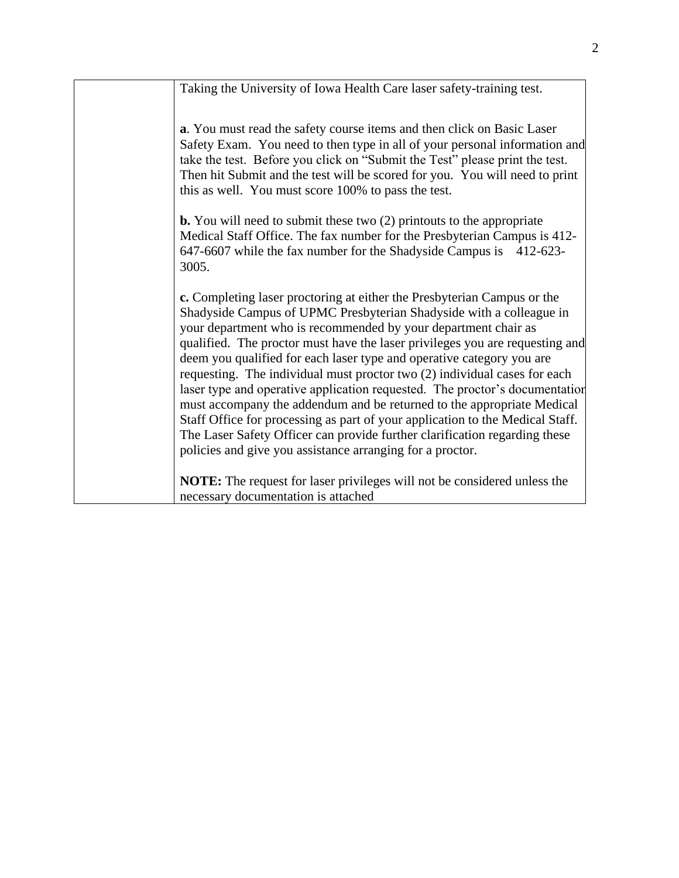| | |
|---|---|
| | Taking the University of Iowa Health Care laser safety-training test.<br><br>**a**. You must read the safety course items and then click on Basic Laser Safety Exam. You need to then type in all of your personal information and take the test. Before you click on "Submit the Test" please print the test. Then hit Submit and the test will be scored for you. You will need to print this as well. You must score 100% to pass the test.<br><br>**b.** You will need to submit these two (2) printouts to the appropriate Medical Staff Office. The fax number for the Presbyterian Campus is 412-647-6607 while the fax number for the Shadyside Campus is 412-623-3005.<br><br>**c.** Completing laser proctoring at either the Presbyterian Campus or the Shadyside Campus of UPMC Presbyterian Shadyside with a colleague in your department who is recommended by your department chair as qualified. The proctor must have the laser privileges you are requesting and deem you qualified for each laser type and operative category you are requesting. The individual must proctor two (2) individual cases for each laser type and operative application requested. The proctor's documentation must accompany the addendum and be returned to the appropriate Medical Staff Office for processing as part of your application to the Medical Staff. The Laser Safety Officer can provide further clarification regarding these policies and give you assistance arranging for a proctor.<br><br>**NOTE:** The request for laser privileges will not be considered unless the necessary documentation is attached |